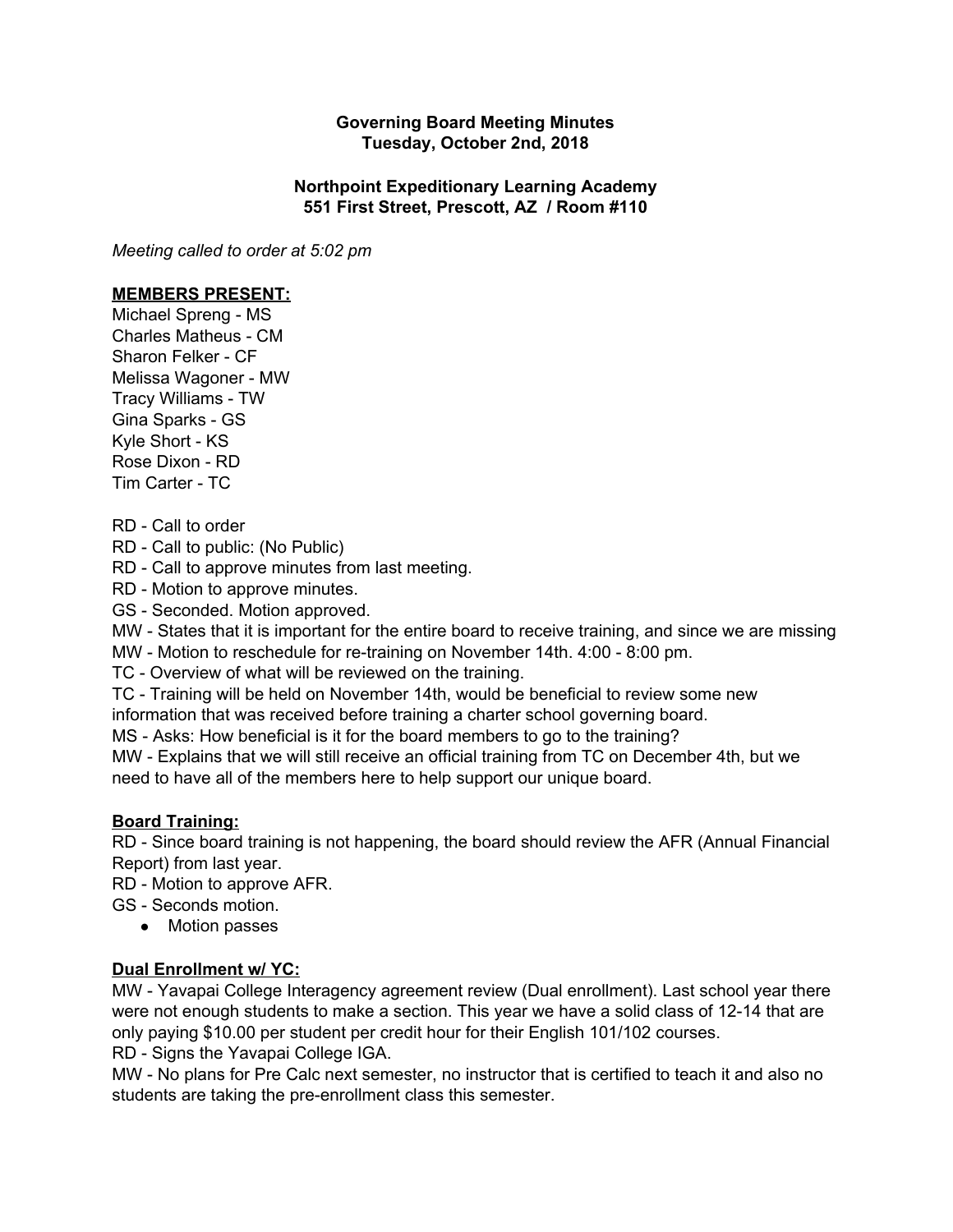**Governing Board Meeting Minutes**
**Tuesday, October 2nd, 2018**

**Northpoint Expeditionary Learning Academy**
**551 First Street, Prescott, AZ / Room #110**

*Meeting called to order at 5:02 pm*

**MEMBERS PRESENT:**

Michael Spreng - MS
Charles Matheus - CM
Sharon Felker - CF
Melissa Wagoner - MW
Tracy Williams - TW
Gina Sparks - GS
Kyle Short - KS
Rose Dixon - RD
Tim Carter - TC

RD - Call to order
RD - Call to public: (No Public)
RD - Call to approve minutes from last meeting.
RD - Motion to approve minutes.
GS - Seconded. Motion approved.
MW - States that it is important for the entire board to receive training, and since we are missing
MW - Motion to reschedule for re-training on November 14th. 4:00 - 8:00 pm.
TC - Overview of what will be reviewed on the training.
TC - Training will be held on November 14th, would be beneficial to review some new information that was received before training a charter school governing board.
MS - Asks: How beneficial is it for the board members to go to the training?
MW - Explains that we will still receive an official training from TC on December 4th, but we need to have all of the members here to help support our unique board.

**Board Training:**

RD - Since board training is not happening, the board should review the AFR (Annual Financial Report) from last year.
RD - Motion to approve AFR.
GS - Seconds motion.

- Motion passes

**Dual Enrollment w/ YC:**

MW - Yavapai College Interagency agreement review (Dual enrollment). Last school year there were not enough students to make a section. This year we have a solid class of 12-14 that are only paying $10.00 per student per credit hour for their English 101/102 courses.
RD - Signs the Yavapai College IGA.
MW - No plans for Pre Calc next semester, no instructor that is certified to teach it and also no students are taking the pre-enrollment class this semester.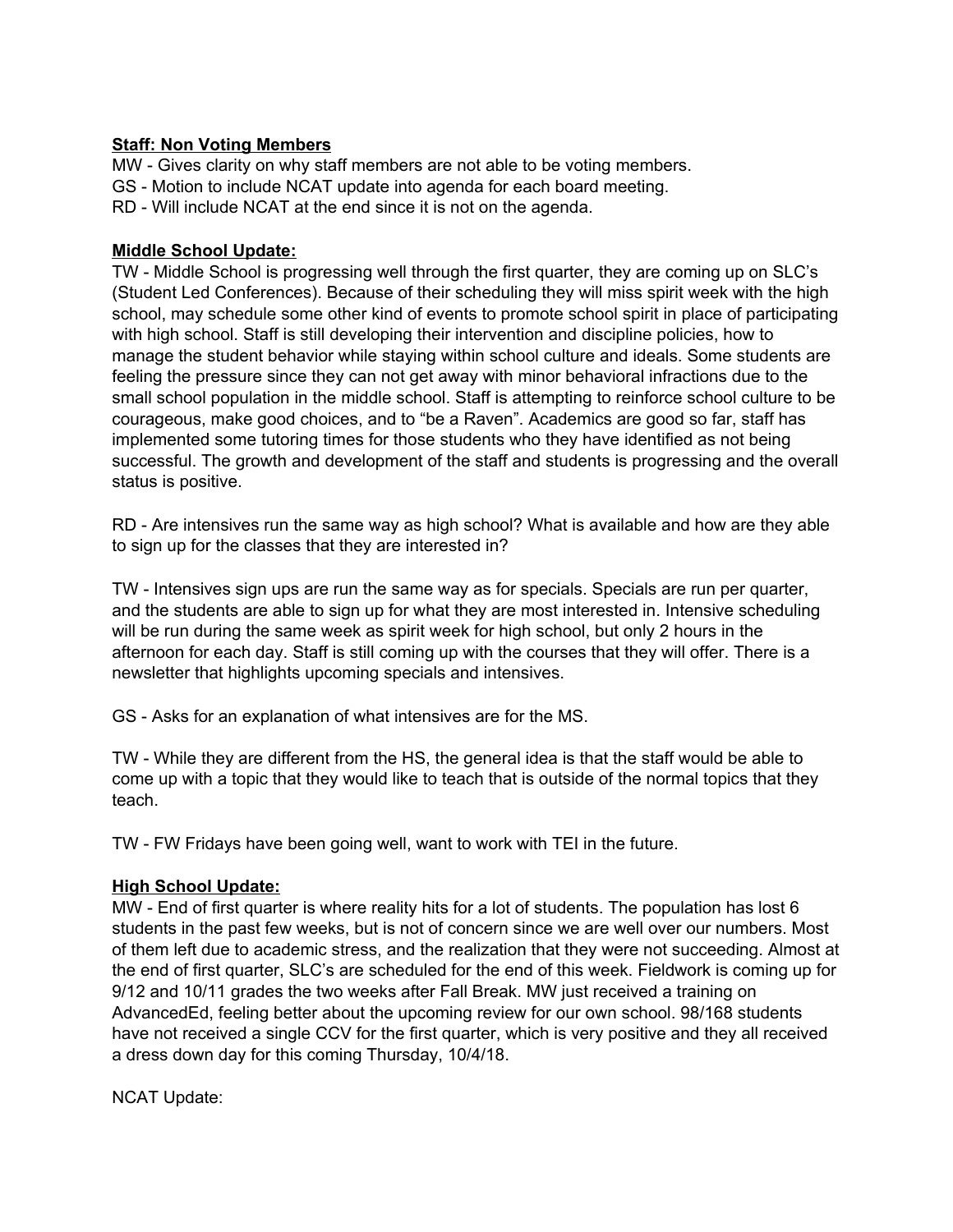**Staff: Non Voting Members**

MW - Gives clarity on why staff members are not able to be voting members.
GS - Motion to include NCAT update into agenda for each board meeting.
RD - Will include NCAT at the end since it is not on the agenda.

**Middle School Update:**

TW - Middle School is progressing well through the first quarter, they are coming up on SLC's (Student Led Conferences). Because of their scheduling they will miss spirit week with the high school, may schedule some other kind of events to promote school spirit in place of participating with high school. Staff is still developing their intervention and discipline policies, how to manage the student behavior while staying within school culture and ideals. Some students are feeling the pressure since they can not get away with minor behavioral infractions due to the small school population in the middle school. Staff is attempting to reinforce school culture to be courageous, make good choices, and to "be a Raven". Academics are good so far, staff has implemented some tutoring times for those students who they have identified as not being successful. The growth and development of the staff and students is progressing and the overall status is positive.

RD - Are intensives run the same way as high school? What is available and how are they able to sign up for the classes that they are interested in?

TW - Intensives sign ups are run the same way as for specials. Specials are run per quarter, and the students are able to sign up for what they are most interested in. Intensive scheduling will be run during the same week as spirit week for high school, but only 2 hours in the afternoon for each day. Staff is still coming up with the courses that they will offer. There is a newsletter that highlights upcoming specials and intensives.

GS - Asks for an explanation of what intensives are for the MS.

TW - While they are different from the HS, the general idea is that the staff would be able to come up with a topic that they would like to teach that is outside of the normal topics that they teach.

TW - FW Fridays have been going well, want to work with TEI in the future.

**High School Update:**

MW - End of first quarter is where reality hits for a lot of students. The population has lost 6 students in the past few weeks, but is not of concern since we are well over our numbers. Most of them left due to academic stress, and the realization that they were not succeeding. Almost at the end of first quarter, SLC's are scheduled for the end of this week. Fieldwork is coming up for 9/12 and 10/11 grades the two weeks after Fall Break. MW just received a training on AdvancedEd, feeling better about the upcoming review for our own school. 98/168 students have not received a single CCV for the first quarter, which is very positive and they all received a dress down day for this coming Thursday, 10/4/18.

NCAT Update: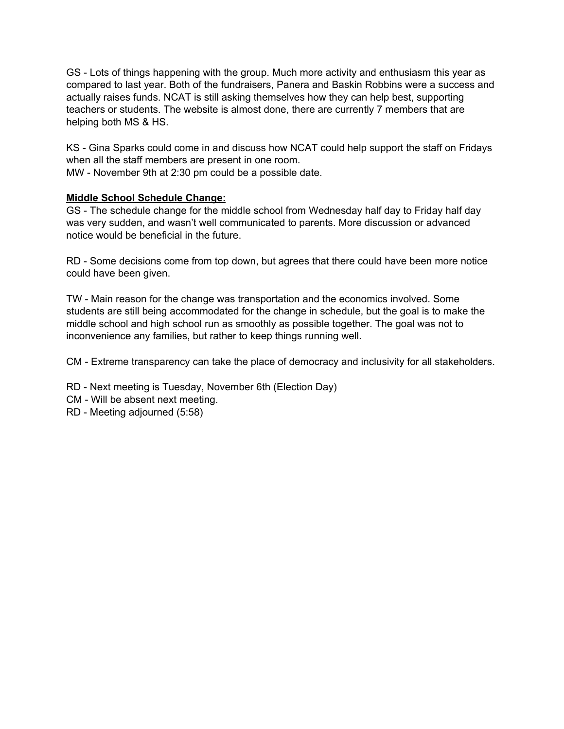GS - Lots of things happening with the group. Much more activity and enthusiasm this year as compared to last year. Both of the fundraisers, Panera and Baskin Robbins were a success and actually raises funds. NCAT is still asking themselves how they can help best, supporting teachers or students. The website is almost done, there are currently 7 members that are helping both MS & HS.

KS - Gina Sparks could come in and discuss how NCAT could help support the staff on Fridays when all the staff members are present in one room.
MW - November 9th at 2:30 pm could be a possible date.

**Middle School Schedule Change:**
GS - The schedule change for the middle school from Wednesday half day to Friday half day was very sudden, and wasn't well communicated to parents. More discussion or advanced notice would be beneficial in the future.

RD - Some decisions come from top down, but agrees that there could have been more notice could have been given.

TW - Main reason for the change was transportation and the economics involved. Some students are still being accommodated for the change in schedule, but the goal is to make the middle school and high school run as smoothly as possible together. The goal was not to inconvenience any families, but rather to keep things running well.

CM - Extreme transparency can take the place of democracy and inclusivity for all stakeholders.

RD - Next meeting is Tuesday, November 6th (Election Day)
CM - Will be absent next meeting.
RD - Meeting adjourned (5:58)